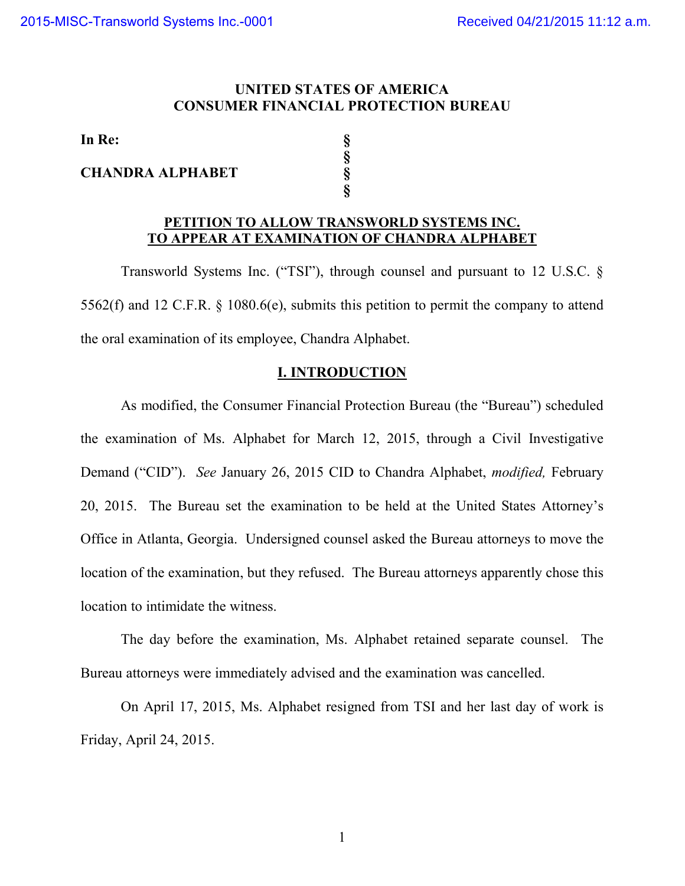**UNITED STATES OF AMERICA**
**CONSUMER FINANCIAL PROTECTION BUREAU**

| | |
|---|---|
| **In Re:** | **§** |
| | **§** |
| **CHANDRA ALPHABET** | **§** |
| | **§** |

**PETITION TO ALLOW TRANSWORLD SYSTEMS INC. TO APPEAR AT EXAMINATION OF CHANDRA ALPHABET**

Transworld Systems Inc. ("TSI"), through counsel and pursuant to 12 U.S.C. § 5562(f) and 12 C.F.R. § 1080.6(e), submits this petition to permit the company to attend the oral examination of its employee, Chandra Alphabet.

## I. INTRODUCTION

As modified, the Consumer Financial Protection Bureau (the "Bureau") scheduled the examination of Ms. Alphabet for March 12, 2015, through a Civil Investigative Demand ("CID"). *See* January 26, 2015 CID to Chandra Alphabet, *modified,* February 20, 2015. The Bureau set the examination to be held at the United States Attorney's Office in Atlanta, Georgia. Undersigned counsel asked the Bureau attorneys to move the location of the examination, but they refused. The Bureau attorneys apparently chose this location to intimidate the witness.

The day before the examination, Ms. Alphabet retained separate counsel. The Bureau attorneys were immediately advised and the examination was cancelled.

On April 17, 2015, Ms. Alphabet resigned from TSI and her last day of work is Friday, April 24, 2015.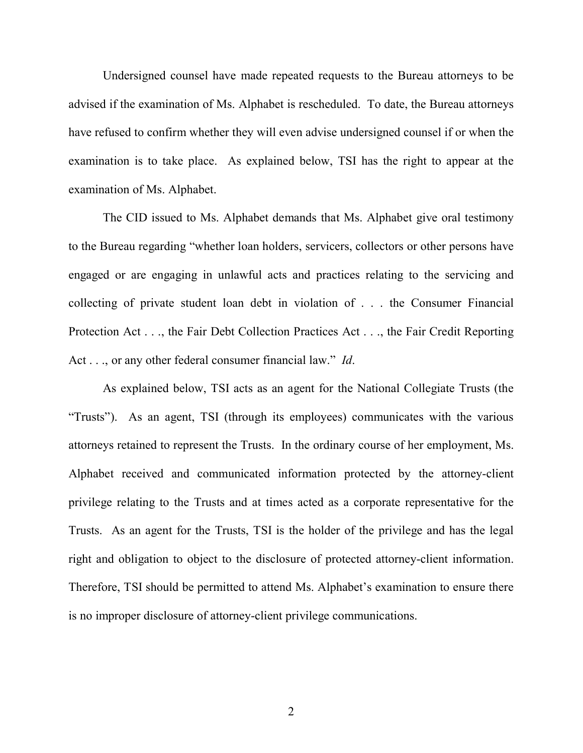Undersigned counsel have made repeated requests to the Bureau attorneys to be advised if the examination of Ms. Alphabet is rescheduled. To date, the Bureau attorneys have refused to confirm whether they will even advise undersigned counsel if or when the examination is to take place. As explained below, TSI has the right to appear at the examination of Ms. Alphabet.

The CID issued to Ms. Alphabet demands that Ms. Alphabet give oral testimony to the Bureau regarding "whether loan holders, servicers, collectors or other persons have engaged or are engaging in unlawful acts and practices relating to the servicing and collecting of private student loan debt in violation of . . . the Consumer Financial Protection Act . . ., the Fair Debt Collection Practices Act . . ., the Fair Credit Reporting Act . . ., or any other federal consumer financial law." *Id*.

As explained below, TSI acts as an agent for the National Collegiate Trusts (the "Trusts"). As an agent, TSI (through its employees) communicates with the various attorneys retained to represent the Trusts. In the ordinary course of her employment, Ms. Alphabet received and communicated information protected by the attorney-client privilege relating to the Trusts and at times acted as a corporate representative for the Trusts. As an agent for the Trusts, TSI is the holder of the privilege and has the legal right and obligation to object to the disclosure of protected attorney-client information. Therefore, TSI should be permitted to attend Ms. Alphabet's examination to ensure there is no improper disclosure of attorney-client privilege communications.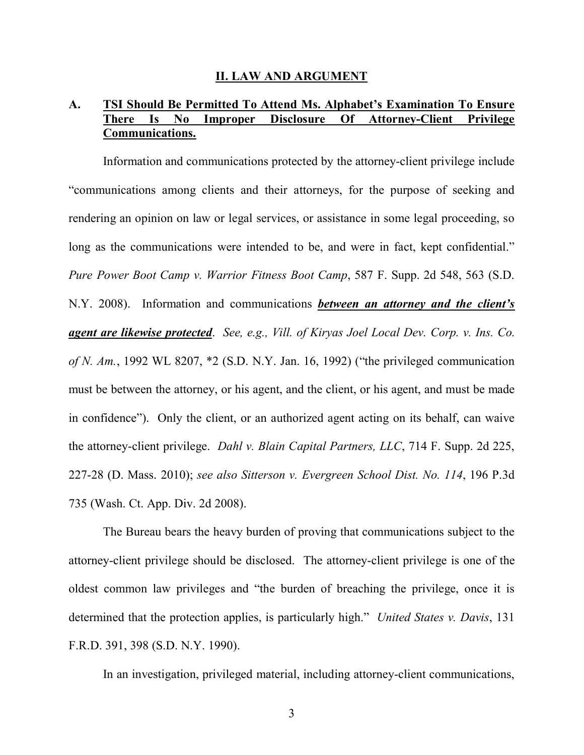## II. LAW AND ARGUMENT

### A. TSI Should Be Permitted To Attend Ms. Alphabet's Examination To Ensure There Is No Improper Disclosure Of Attorney-Client Privilege Communications.

Information and communications protected by the attorney-client privilege include "communications among clients and their attorneys, for the purpose of seeking and rendering an opinion on law or legal services, or assistance in some legal proceeding, so long as the communications were intended to be, and were in fact, kept confidential." *Pure Power Boot Camp v. Warrior Fitness Boot Camp*, 587 F. Supp. 2d 548, 563 (S.D. N.Y. 2008). Information and communications ***between an attorney and the client's agent are likewise protected***. *See, e.g., Vill. of Kiryas Joel Local Dev. Corp. v. Ins. Co. of N. Am.*, 1992 WL 8207, *2 (S.D. N.Y. Jan. 16, 1992) ("the privileged communication must be between the attorney, or his agent, and the client, or his agent, and must be made in confidence"). Only the client, or an authorized agent acting on its behalf, can waive the attorney-client privilege. *Dahl v. Blain Capital Partners, LLC*, 714 F. Supp. 2d 225, 227-28 (D. Mass. 2010); *see also Sitterson v. Evergreen School Dist. No. 114*, 196 P.3d 735 (Wash. Ct. App. Div. 2d 2008).

The Bureau bears the heavy burden of proving that communications subject to the attorney-client privilege should be disclosed. The attorney-client privilege is one of the oldest common law privileges and "the burden of breaching the privilege, once it is determined that the protection applies, is particularly high." *United States v. Davis*, 131 F.R.D. 391, 398 (S.D. N.Y. 1990).

In an investigation, privileged material, including attorney-client communications,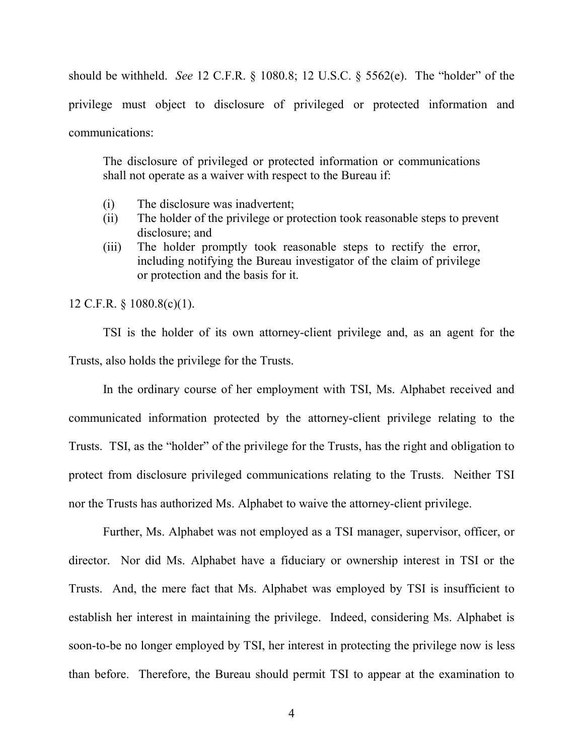should be withheld. *See* 12 C.F.R. § 1080.8; 12 U.S.C. § 5562(e). The "holder" of the privilege must object to disclosure of privileged or protected information and communications:

> The disclosure of privileged or protected information or communications shall not operate as a waiver with respect to the Bureau if:
>
> (i) The disclosure was inadvertent;
> (ii) The holder of the privilege or protection took reasonable steps to prevent disclosure; and
> (iii) The holder promptly took reasonable steps to rectify the error, including notifying the Bureau investigator of the claim of privilege or protection and the basis for it.

12 C.F.R. § 1080.8(c)(1).

TSI is the holder of its own attorney-client privilege and, as an agent for the Trusts, also holds the privilege for the Trusts.

In the ordinary course of her employment with TSI, Ms. Alphabet received and communicated information protected by the attorney-client privilege relating to the Trusts. TSI, as the "holder" of the privilege for the Trusts, has the right and obligation to protect from disclosure privileged communications relating to the Trusts. Neither TSI nor the Trusts has authorized Ms. Alphabet to waive the attorney-client privilege.

Further, Ms. Alphabet was not employed as a TSI manager, supervisor, officer, or director. Nor did Ms. Alphabet have a fiduciary or ownership interest in TSI or the Trusts. And, the mere fact that Ms. Alphabet was employed by TSI is insufficient to establish her interest in maintaining the privilege. Indeed, considering Ms. Alphabet is soon-to-be no longer employed by TSI, her interest in protecting the privilege now is less than before. Therefore, the Bureau should permit TSI to appear at the examination to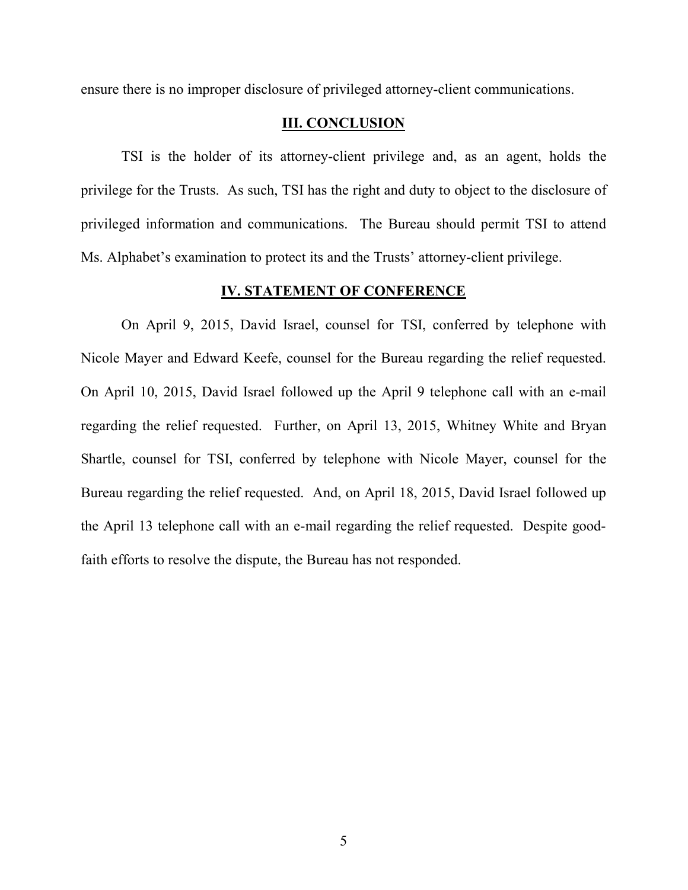ensure there is no improper disclosure of privileged attorney-client communications.

## III. CONCLUSION

TSI is the holder of its attorney-client privilege and, as an agent, holds the privilege for the Trusts. As such, TSI has the right and duty to object to the disclosure of privileged information and communications. The Bureau should permit TSI to attend Ms. Alphabet's examination to protect its and the Trusts' attorney-client privilege.

## IV. STATEMENT OF CONFERENCE

On April 9, 2015, David Israel, counsel for TSI, conferred by telephone with Nicole Mayer and Edward Keefe, counsel for the Bureau regarding the relief requested. On April 10, 2015, David Israel followed up the April 9 telephone call with an e-mail regarding the relief requested. Further, on April 13, 2015, Whitney White and Bryan Shartle, counsel for TSI, conferred by telephone with Nicole Mayer, counsel for the Bureau regarding the relief requested. And, on April 18, 2015, David Israel followed up the April 13 telephone call with an e-mail regarding the relief requested. Despite good-faith efforts to resolve the dispute, the Bureau has not responded.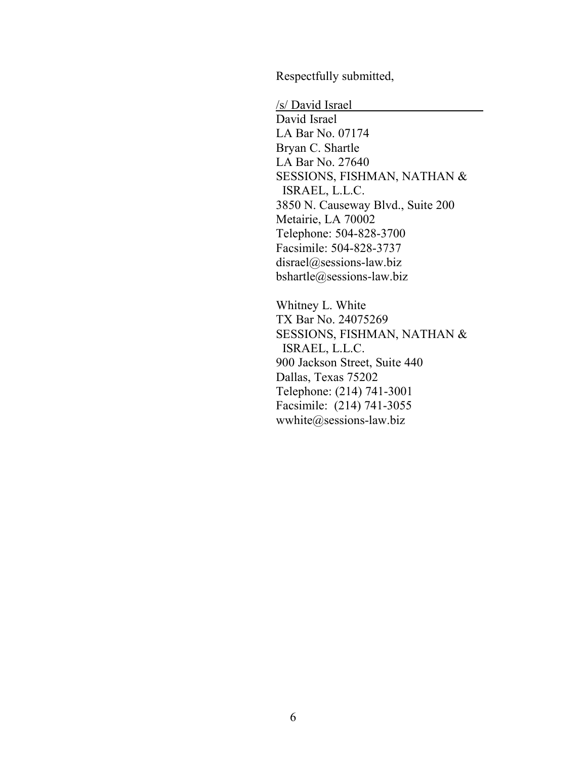Respectfully submitted,

/s/ David Israel
David Israel
LA Bar No. 07174
Bryan C. Shartle
LA Bar No. 27640
SESSIONS, FISHMAN, NATHAN &
ISRAEL, L.L.C.
3850 N. Causeway Blvd., Suite 200
Metairie, LA 70002
Telephone: 504-828-3700
Facsimile: 504-828-3737
disrael@sessions-law.biz
bshartle@sessions-law.biz

Whitney L. White
TX Bar No. 24075269
SESSIONS, FISHMAN, NATHAN &
ISRAEL, L.L.C.
900 Jackson Street, Suite 440
Dallas, Texas 75202
Telephone: (214) 741-3001
Facsimile: (214) 741-3055
wwhite@sessions-law.biz